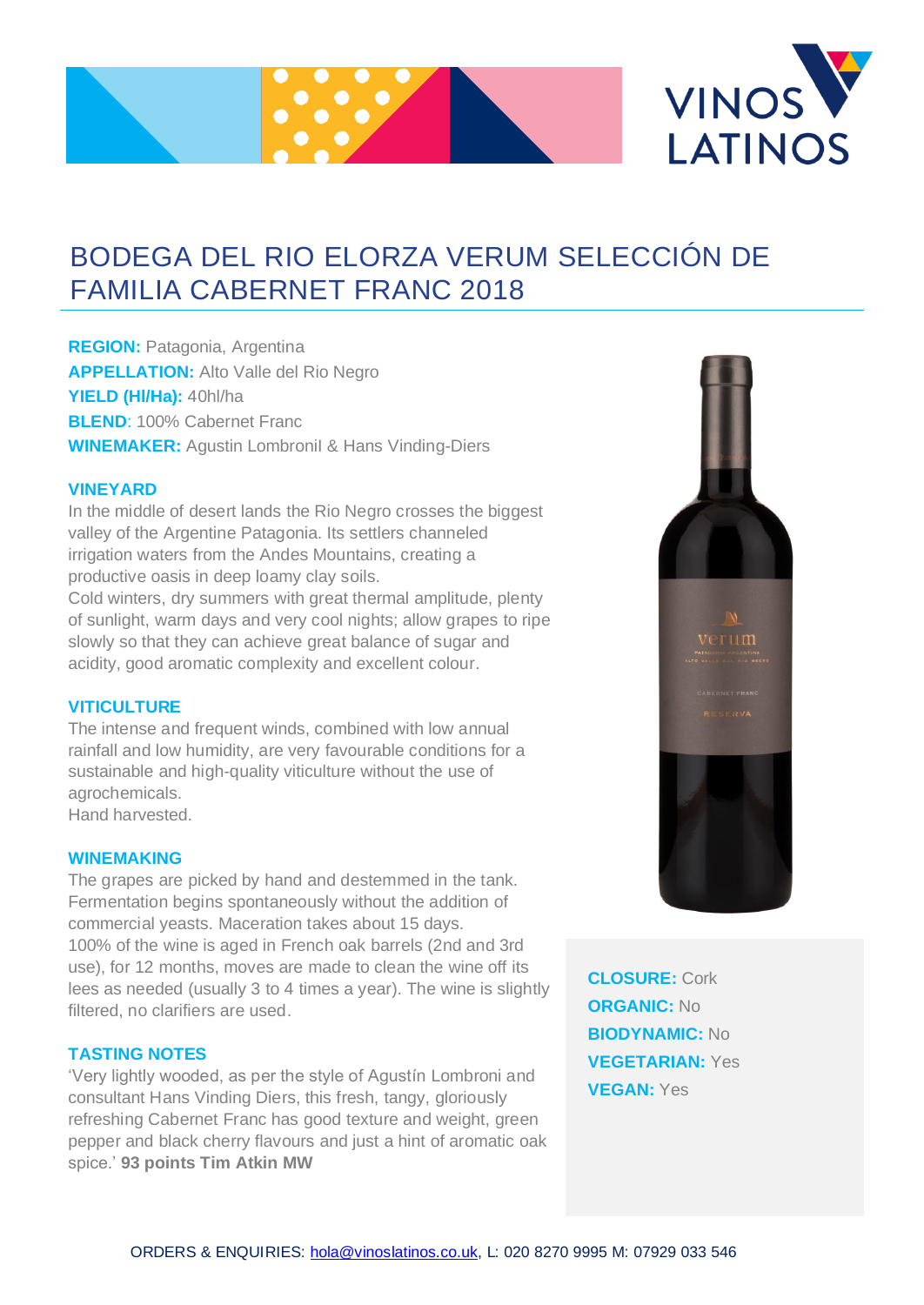# BODEGA DEL RIO ELORZA VERUM SELECCIÓN DE FAMILIA CABERNET FRANC 2018

**REGION:** Patagonia, Argentina
**APPELLATION:** Alto Valle del Rio Negro
**YIELD (Hl/Ha):** 40hl/ha
**BLEND**: 100% Cabernet Franc
**WINEMAKER:** Agustin Lombronil & Hans Vinding-Diers

## VINEYARD

In the middle of desert lands the Rio Negro crosses the biggest valley of the Argentine Patagonia. Its settlers channeled irrigation waters from the Andes Mountains, creating a productive oasis in deep loamy clay soils.
Cold winters, dry summers with great thermal amplitude, plenty of sunlight, warm days and very cool nights; allow grapes to ripe slowly so that they can achieve great balance of sugar and acidity, good aromatic complexity and excellent colour.

## VITICULTURE

The intense and frequent winds, combined with low annual rainfall and low humidity, are very favourable conditions for a sustainable and high-quality viticulture without the use of agrochemicals.
Hand harvested.

## WINEMAKING

The grapes are picked by hand and destemmed in the tank. Fermentation begins spontaneously without the addition of commercial yeasts. Maceration takes about 15 days.
100% of the wine is aged in French oak barrels (2nd and 3rd use), for 12 months, moves are made to clean the wine off its lees as needed (usually 3 to 4 times a year). The wine is slightly filtered, no clarifiers are used.

## TASTING NOTES

'Very lightly wooded, as per the style of Agustín Lombroni and consultant Hans Vinding Diers, this fresh, tangy, gloriously refreshing Cabernet Franc has good texture and weight, green pepper and black cherry flavours and just a hint of aromatic oak spice.' **93 points Tim Atkin MW**

**CLOSURE:** Cork
**ORGANIC:** No
**BIODYNAMIC:** No
**VEGETARIAN:** Yes
**VEGAN:** Yes

ORDERS & ENQUIRIES: hola@vinoslatinos.co.uk, L: 020 8270 9995 M: 07929 033 546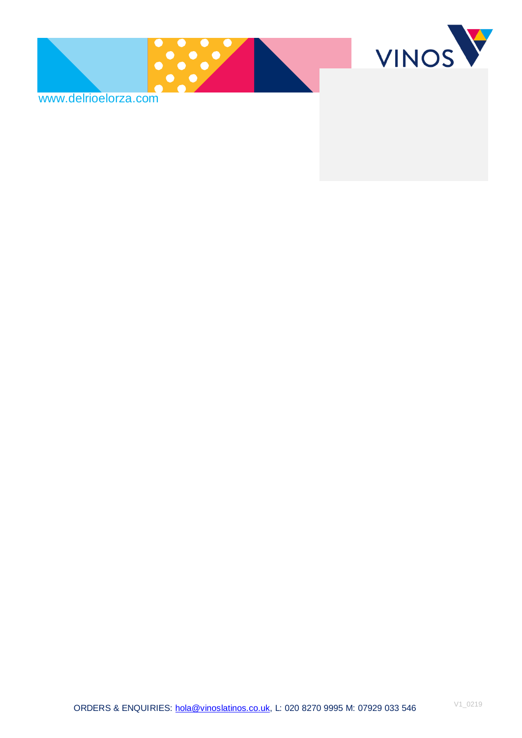www.delrioelorza.com

ORDERS & ENQUIRIES: hola@vinoslatinos.co.uk, L: 020 8270 9995 M: 07929 033 546

V1_0219